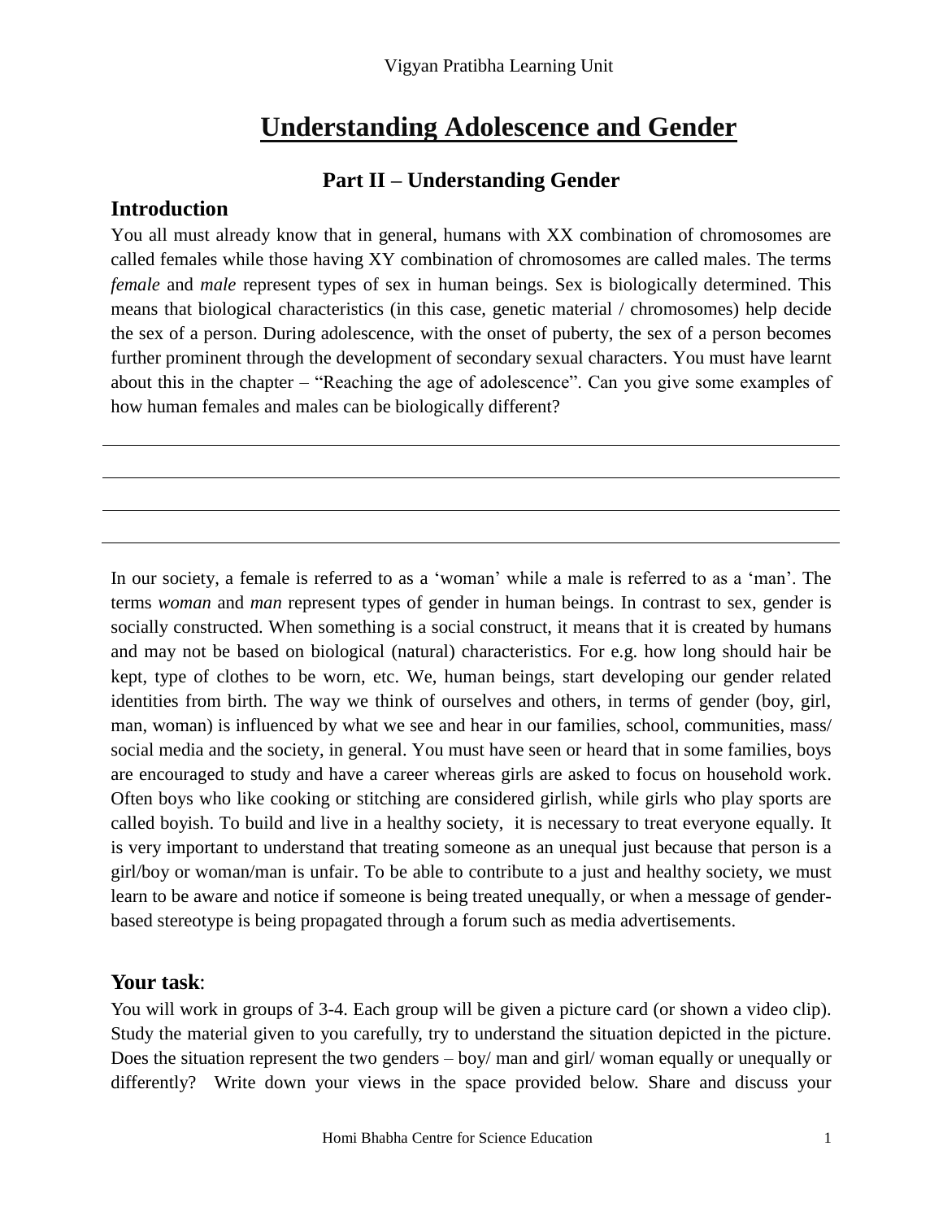# Understanding Adolescence and Gender

## Part II – Understanding Gender

### Introduction

You all must already know that in general, humans with XX combination of chromosomes are called females while those having XY combination of chromosomes are called males. The terms *female* and *male* represent types of sex in human beings. Sex is biologically determined. This means that biological characteristics (in this case, genetic material / chromosomes) help decide the sex of a person. During adolescence, with the onset of puberty, the sex of a person becomes further prominent through the development of secondary sexual characters. You must have learnt about this in the chapter – "Reaching the age of adolescence". Can you give some examples of how human females and males can be biologically different?

\_\_\_\_\_\_\_\_\_\_\_\_\_\_\_\_\_\_\_\_\_\_\_\_\_\_\_\_\_\_\_\_\_\_\_\_\_\_\_\_\_\_\_\_\_\_\_\_\_\_\_\_\_\_\_\_\_\_\_\_\_\_\_\_\_\_\_\_\_\_\_\_\_\_\_\_

\_\_\_\_\_\_\_\_\_\_\_\_\_\_\_\_\_\_\_\_\_\_\_\_\_\_\_\_\_\_\_\_\_\_\_\_\_\_\_\_\_\_\_\_\_\_\_\_\_\_\_\_\_\_\_\_\_\_\_\_\_\_\_\_\_\_\_\_\_\_\_\_\_\_\_\_

\_\_\_\_\_\_\_\_\_\_\_\_\_\_\_\_\_\_\_\_\_\_\_\_\_\_\_\_\_\_\_\_\_\_\_\_\_\_\_\_\_\_\_\_\_\_\_\_\_\_\_\_\_\_\_\_\_\_\_\_\_\_\_\_\_\_\_\_\_\_\_\_\_\_\_\_

\_\_\_\_\_\_\_\_\_\_\_\_\_\_\_\_\_\_\_\_\_\_\_\_\_\_\_\_\_\_\_\_\_\_\_\_\_\_\_\_\_\_\_\_\_\_\_\_\_\_\_\_\_\_\_\_\_\_\_\_\_\_\_\_\_\_\_\_\_\_\_\_\_\_\_\_

In our society, a female is referred to as a 'woman' while a male is referred to as a 'man'. The terms *woman* and *man* represent types of gender in human beings. In contrast to sex, gender is socially constructed. When something is a social construct, it means that it is created by humans and may not be based on biological (natural) characteristics. For e.g. how long should hair be kept, type of clothes to be worn, etc. We, human beings, start developing our gender related identities from birth. The way we think of ourselves and others, in terms of gender (boy, girl, man, woman) is influenced by what we see and hear in our families, school, communities, mass/ social media and the society, in general. You must have seen or heard that in some families, boys are encouraged to study and have a career whereas girls are asked to focus on household work. Often boys who like cooking or stitching are considered girlish, while girls who play sports are called boyish. To build and live in a healthy society, it is necessary to treat everyone equally. It is very important to understand that treating someone as an unequal just because that person is a girl/boy or woman/man is unfair. To be able to contribute to a just and healthy society, we must learn to be aware and notice if someone is being treated unequally, or when a message of gender-based stereotype is being propagated through a forum such as media advertisements.

### Your task:

You will work in groups of 3-4. Each group will be given a picture card (or shown a video clip). Study the material given to you carefully, try to understand the situation depicted in the picture. Does the situation represent the two genders – boy/ man and girl/ woman equally or unequally or differently? Write down your views in the space provided below. Share and discuss your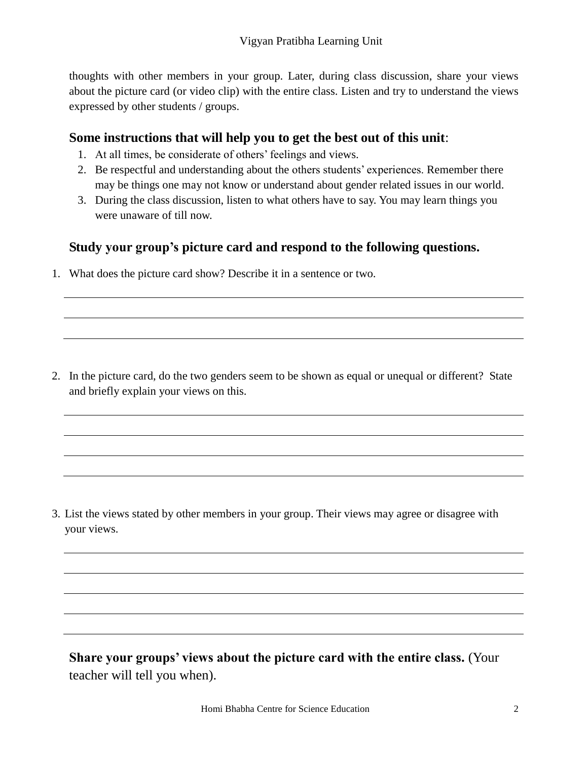thoughts with other members in your group. Later, during class discussion, share your views about the picture card (or video clip) with the entire class. Listen and try to understand the views expressed by other students / groups.

### Some instructions that will help you to get the best out of this unit:

1. At all times, be considerate of others' feelings and views.
2. Be respectful and understanding about the others students' experiences. Remember there may be things one may not know or understand about gender related issues in our world.
3. During the class discussion, listen to what others have to say. You may learn things you were unaware of till now.

### Study your group's picture card and respond to the following questions.

1. What does the picture card show? Describe it in a sentence or two.

______________________________________________________________________

______________________________________________________________________

______________________________________________________________________

2. In the picture card, do the two genders seem to be shown as equal or unequal or different? State and briefly explain your views on this.

______________________________________________________________________

______________________________________________________________________

______________________________________________________________________

______________________________________________________________________

3. List the views stated by other members in your group. Their views may agree or disagree with your views.

______________________________________________________________________

______________________________________________________________________

______________________________________________________________________

______________________________________________________________________

______________________________________________________________________

**Share your groups' views about the picture card with the entire class.** (Your teacher will tell you when).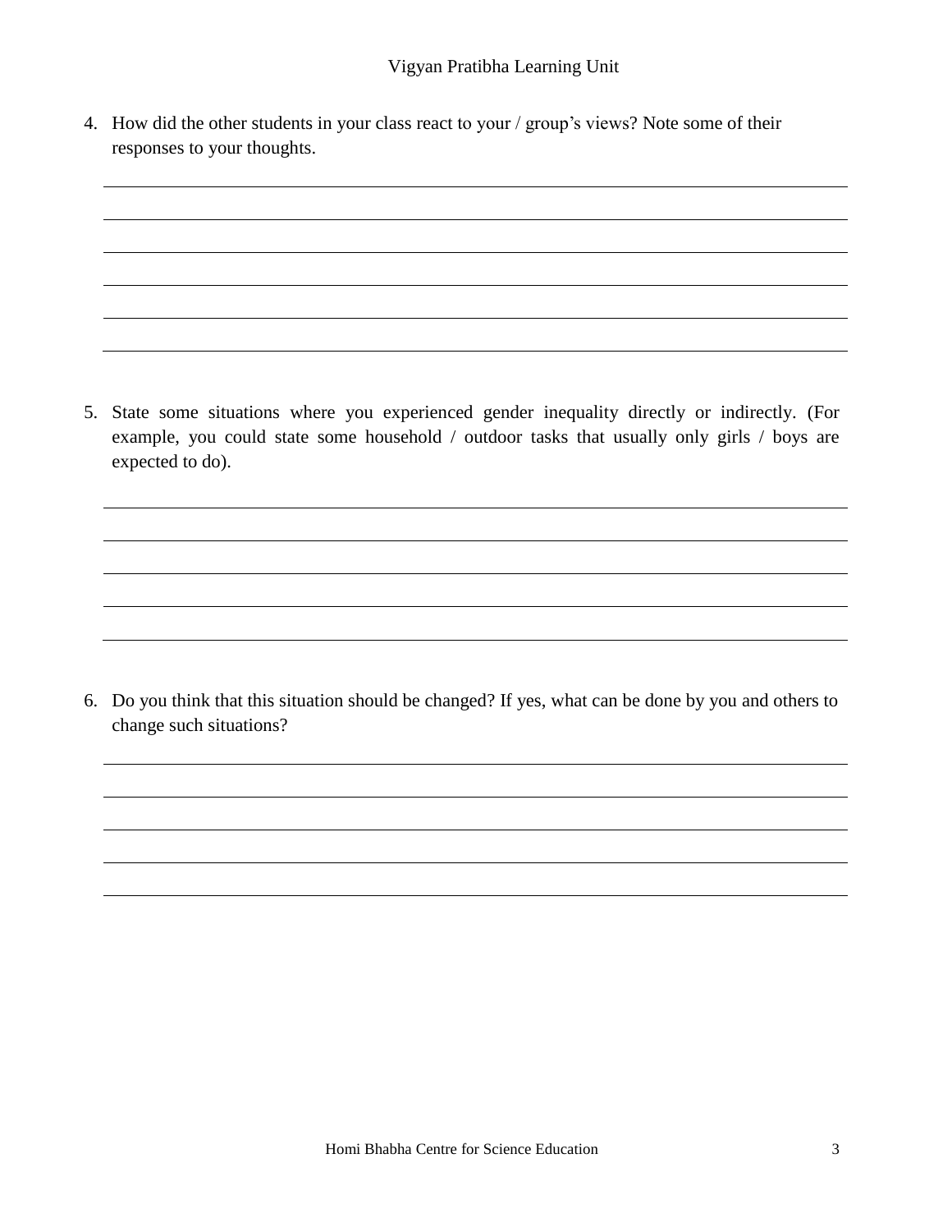4. How did the other students in your class react to your / group's views? Note some of their responses to your thoughts.

5. State some situations where you experienced gender inequality directly or indirectly. (For example, you could state some household / outdoor tasks that usually only girls / boys are expected to do).

6. Do you think that this situation should be changed? If yes, what can be done by you and others to change such situations?